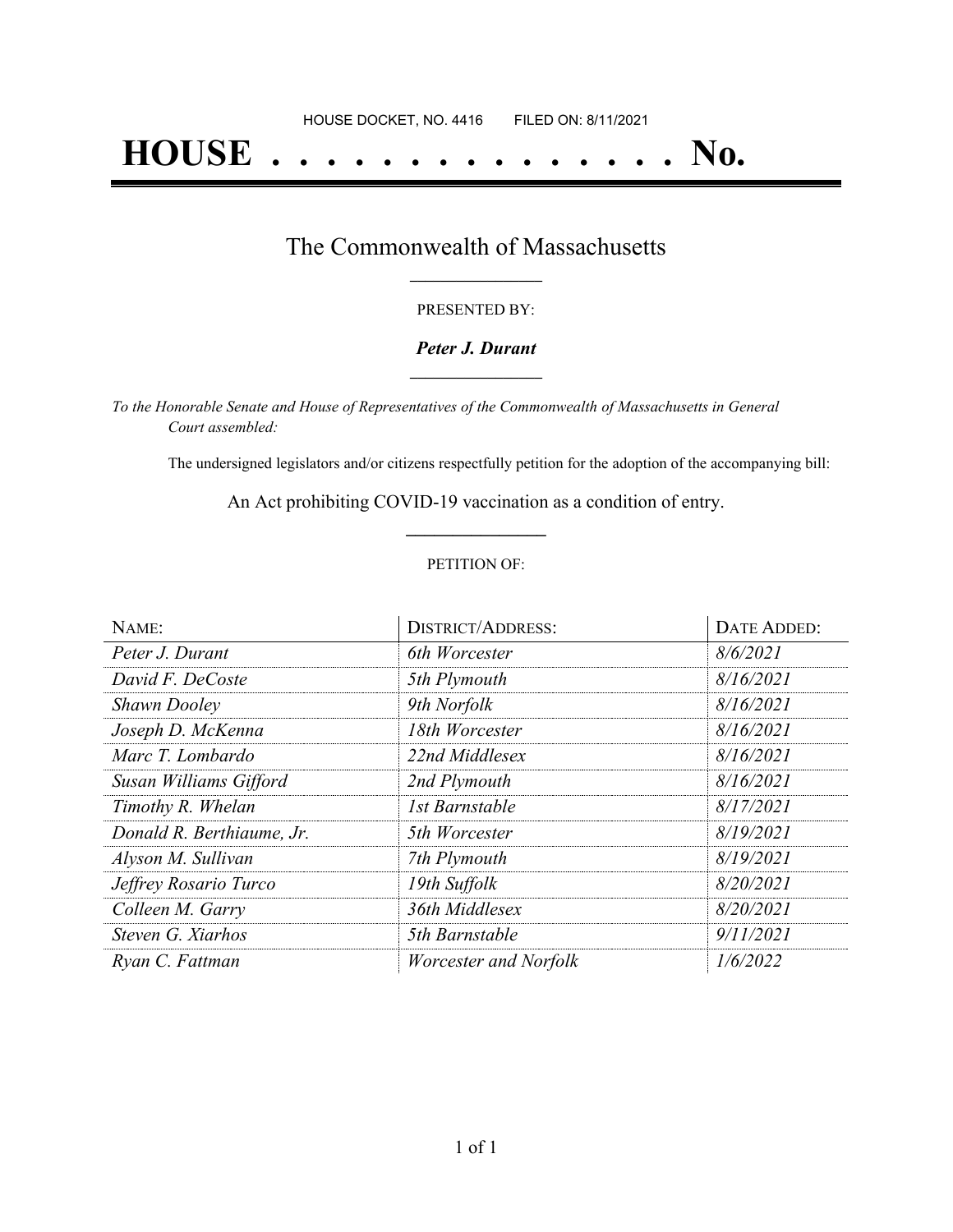HOUSE DOCKET, NO. 4416        FILED ON: 8/11/2021

# HOUSE . . . . . . . . . . . . . . . No.

## The Commonwealth of Massachusetts

PRESENTED BY:

***Peter J. Durant***

*To the Honorable Senate and House of Representatives of the Commonwealth of Massachusetts in General Court assembled:*

The undersigned legislators and/or citizens respectfully petition for the adoption of the accompanying bill:

An Act prohibiting COVID-19 vaccination as a condition of entry.

PETITION OF:

| NAME: | DISTRICT/ADDRESS: | DATE ADDED: |
|---|---|---|
| *Peter J. Durant* | *6th Worcester* | *8/6/2021* |
| *David F. DeCoste* | *5th Plymouth* | *8/16/2021* |
| *Shawn Dooley* | *9th Norfolk* | *8/16/2021* |
| *Joseph D. McKenna* | *18th Worcester* | *8/16/2021* |
| *Marc T. Lombardo* | *22nd Middlesex* | *8/16/2021* |
| *Susan Williams Gifford* | *2nd Plymouth* | *8/16/2021* |
| *Timothy R. Whelan* | *1st Barnstable* | *8/17/2021* |
| *Donald R. Berthiaume, Jr.* | *5th Worcester* | *8/19/2021* |
| *Alyson M. Sullivan* | *7th Plymouth* | *8/19/2021* |
| *Jeffrey Rosario Turco* | *19th Suffolk* | *8/20/2021* |
| *Colleen M. Garry* | *36th Middlesex* | *8/20/2021* |
| *Steven G. Xiarhos* | *5th Barnstable* | *9/11/2021* |
| *Ryan C. Fattman* | *Worcester and Norfolk* | *1/6/2022* |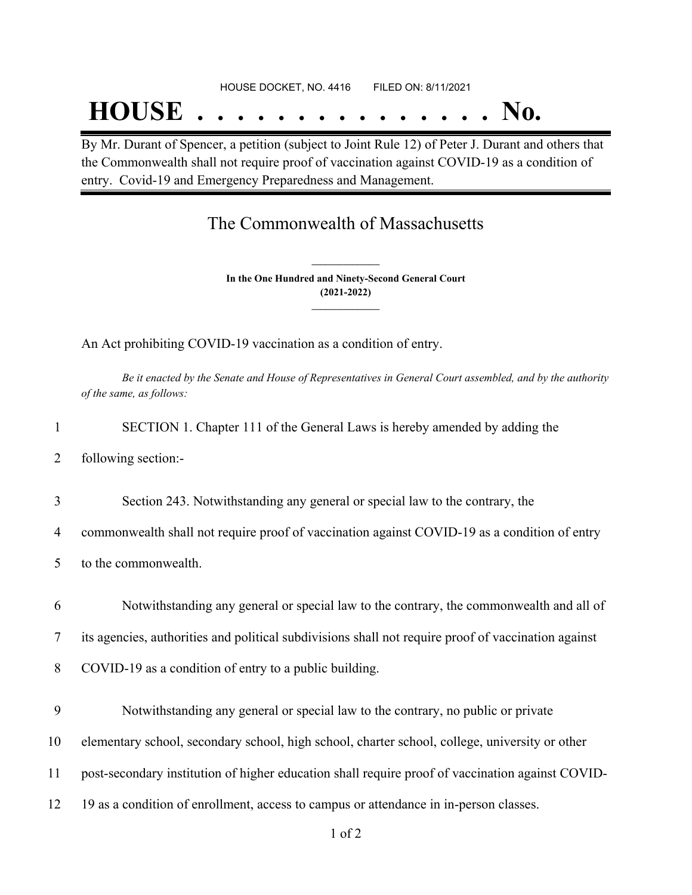HOUSE DOCKET, NO. 4416 FILED ON: 8/11/2021

# HOUSE . . . . . . . . . . . . . . . No.

By Mr. Durant of Spencer, a petition (subject to Joint Rule 12) of Peter J. Durant and others that the Commonwealth shall not require proof of vaccination against COVID-19 as a condition of entry. Covid-19 and Emergency Preparedness and Management.

## The Commonwealth of Massachusetts

**In the One Hundred and Ninety-Second General Court**
**(2021-2022)**

An Act prohibiting COVID-19 vaccination as a condition of entry.

*Be it enacted by the Senate and House of Representatives in General Court assembled, and by the authority of the same, as follows:*

1 SECTION 1. Chapter 111 of the General Laws is hereby amended by adding the
2 following section:-

3 Section 243. Notwithstanding any general or special law to the contrary, the
4 commonwealth shall not require proof of vaccination against COVID-19 as a condition of entry
5 to the commonwealth.

6 Notwithstanding any general or special law to the contrary, the commonwealth and all of
7 its agencies, authorities and political subdivisions shall not require proof of vaccination against
8 COVID-19 as a condition of entry to a public building.

9 Notwithstanding any general or special law to the contrary, no public or private
10 elementary school, secondary school, high school, charter school, college, university or other
11 post-secondary institution of higher education shall require proof of vaccination against COVID-
12 19 as a condition of enrollment, access to campus or attendance in in-person classes.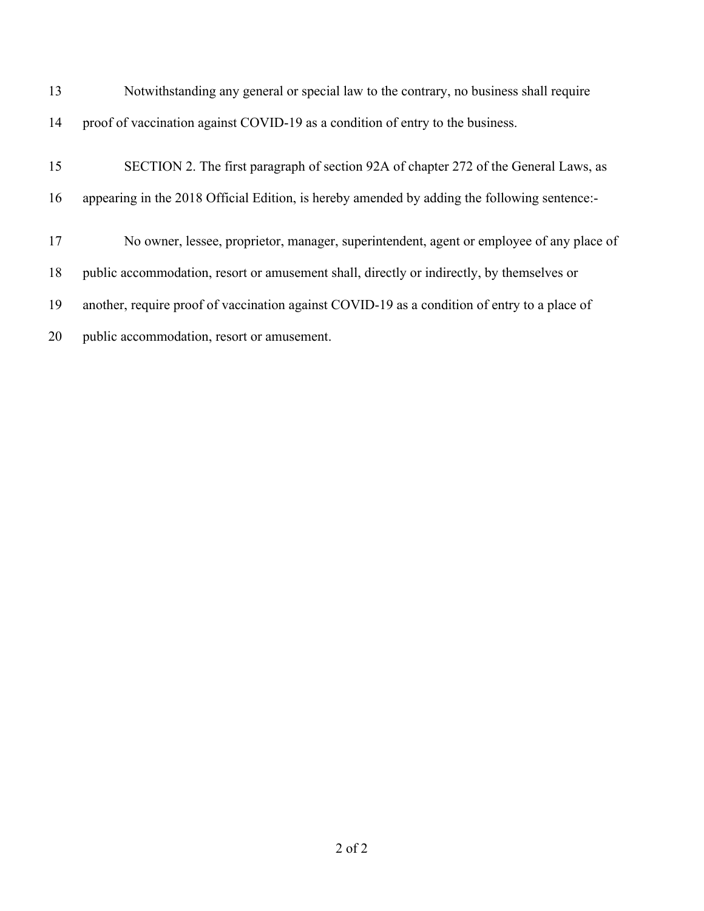Notwithstanding any general or special law to the contrary, no business shall require proof of vaccination against COVID-19 as a condition of entry to the business.

SECTION 2. The first paragraph of section 92A of chapter 272 of the General Laws, as appearing in the 2018 Official Edition, is hereby amended by adding the following sentence:-

No owner, lessee, proprietor, manager, superintendent, agent or employee of any place of public accommodation, resort or amusement shall, directly or indirectly, by themselves or another, require proof of vaccination against COVID-19 as a condition of entry to a place of public accommodation, resort or amusement.